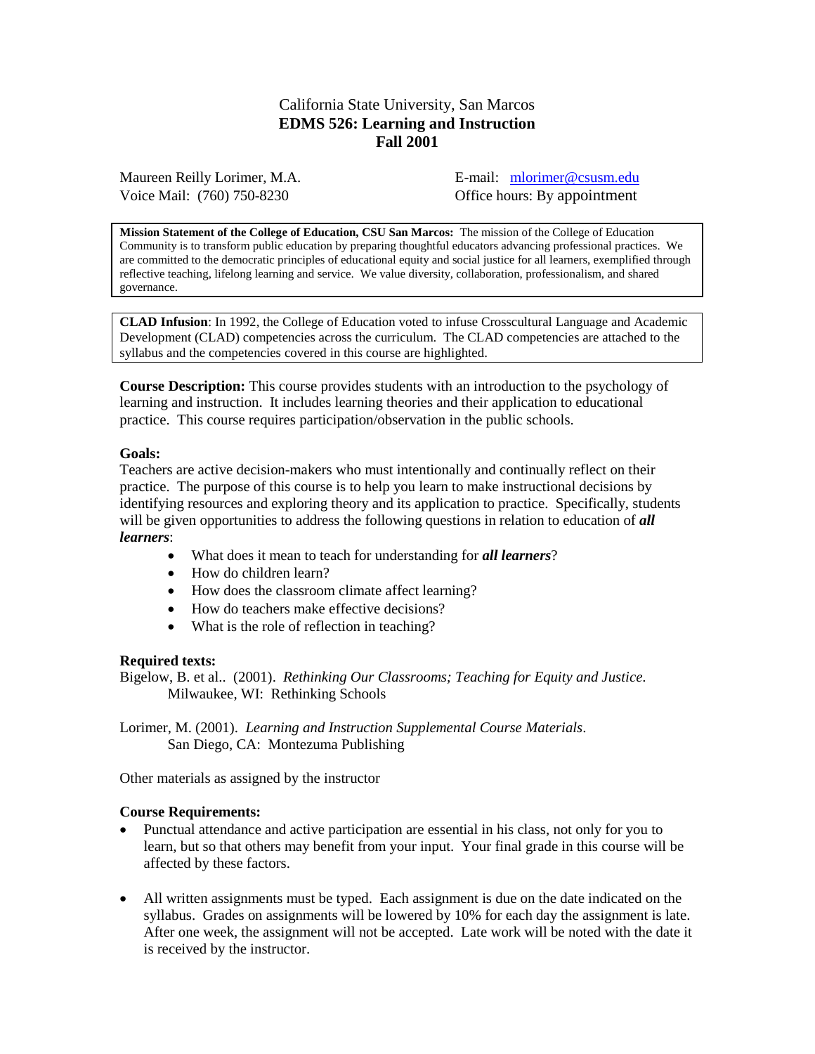# California State University, San Marcos
## EDMS 526: Learning and Instruction
## Fall 2001

Maureen Reilly Lorimer, M.A.
Voice Mail: (760) 750-8230

E-mail: mlorimer@csusm.edu
Office hours: By appointment

**Mission Statement of the College of Education, CSU San Marcos:** The mission of the College of Education Community is to transform public education by preparing thoughtful educators advancing professional practices. We are committed to the democratic principles of educational equity and social justice for all learners, exemplified through reflective teaching, lifelong learning and service. We value diversity, collaboration, professionalism, and shared governance.

**CLAD Infusion**: In 1992, the College of Education voted to infuse Crosscultural Language and Academic Development (CLAD) competencies across the curriculum. The CLAD competencies are attached to the syllabus and the competencies covered in this course are highlighted.

**Course Description:** This course provides students with an introduction to the psychology of learning and instruction. It includes learning theories and their application to educational practice. This course requires participation/observation in the public schools.

**Goals:**

Teachers are active decision-makers who must intentionally and continually reflect on their practice. The purpose of this course is to help you learn to make instructional decisions by identifying resources and exploring theory and its application to practice. Specifically, students will be given opportunities to address the following questions in relation to education of ***all learners***:

- What does it mean to teach for understanding for ***all learners***?
- How do children learn?
- How does the classroom climate affect learning?
- How do teachers make effective decisions?
- What is the role of reflection in teaching?

**Required texts:**

Bigelow, B. et al.. (2001). *Rethinking Our Classrooms; Teaching for Equity and Justice.* Milwaukee, WI: Rethinking Schools

Lorimer, M. (2001). *Learning and Instruction Supplemental Course Materials*. San Diego, CA: Montezuma Publishing

Other materials as assigned by the instructor

**Course Requirements:**

- Punctual attendance and active participation are essential in his class, not only for you to learn, but so that others may benefit from your input. Your final grade in this course will be affected by these factors.

- All written assignments must be typed. Each assignment is due on the date indicated on the syllabus. Grades on assignments will be lowered by 10% for each day the assignment is late. After one week, the assignment will not be accepted. Late work will be noted with the date it is received by the instructor.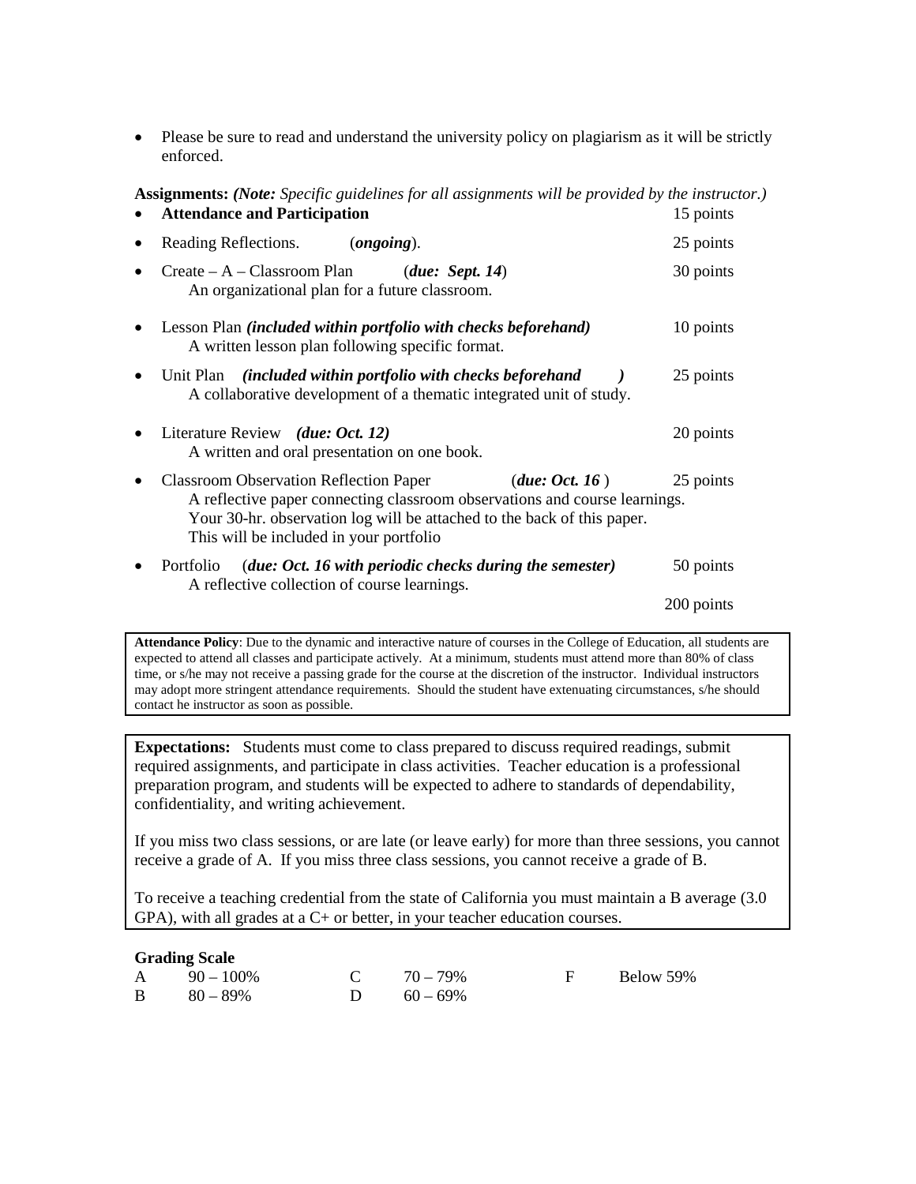- Please be sure to read and understand the university policy on plagiarism as it will be strictly enforced.

**Assignments:** ***(Note:*** *Specific guidelines for all assignments will be provided by the instructor.)*

- **Attendance and Participation** — 15 points
- Reading Reflections. (***ongoing***). — 25 points
- Create – A – Classroom Plan (***due: Sept. 14***) — 30 points
  An organizational plan for a future classroom.
- Lesson Plan ***(included within portfolio with checks beforehand)*** — 10 points
  A written lesson plan following specific format.
- Unit Plan ***(included within portfolio with checks beforehand )*** — 25 points
  A collaborative development of a thematic integrated unit of study.
- Literature Review ***(due: Oct. 12)*** — 20 points
  A written and oral presentation on one book.
- Classroom Observation Reflection Paper (***due: Oct. 16*** ) — 25 points
  A reflective paper connecting classroom observations and course learnings. Your 30-hr. observation log will be attached to the back of this paper. This will be included in your portfolio
- Portfolio (***due: Oct. 16 with periodic checks during the semester)*** — 50 points
  A reflective collection of course learnings.

200 points

**Attendance Policy**: Due to the dynamic and interactive nature of courses in the College of Education, all students are expected to attend all classes and participate actively. At a minimum, students must attend more than 80% of class time, or s/he may not receive a passing grade for the course at the discretion of the instructor. Individual instructors may adopt more stringent attendance requirements. Should the student have extenuating circumstances, s/he should contact he instructor as soon as possible.

**Expectations:** Students must come to class prepared to discuss required readings, submit required assignments, and participate in class activities. Teacher education is a professional preparation program, and students will be expected to adhere to standards of dependability, confidentiality, and writing achievement.

If you miss two class sessions, or are late (or leave early) for more than three sessions, you cannot receive a grade of A. If you miss three class sessions, you cannot receive a grade of B.

To receive a teaching credential from the state of California you must maintain a B average (3.0 GPA), with all grades at a C+ or better, in your teacher education courses.

**Grading Scale**

| | | | | | |
|---|---|---|---|---|---|
| A | 90 – 100% | C | 70 – 79% | F | Below 59% |
| B | 80 – 89% | D | 60 – 69% | | |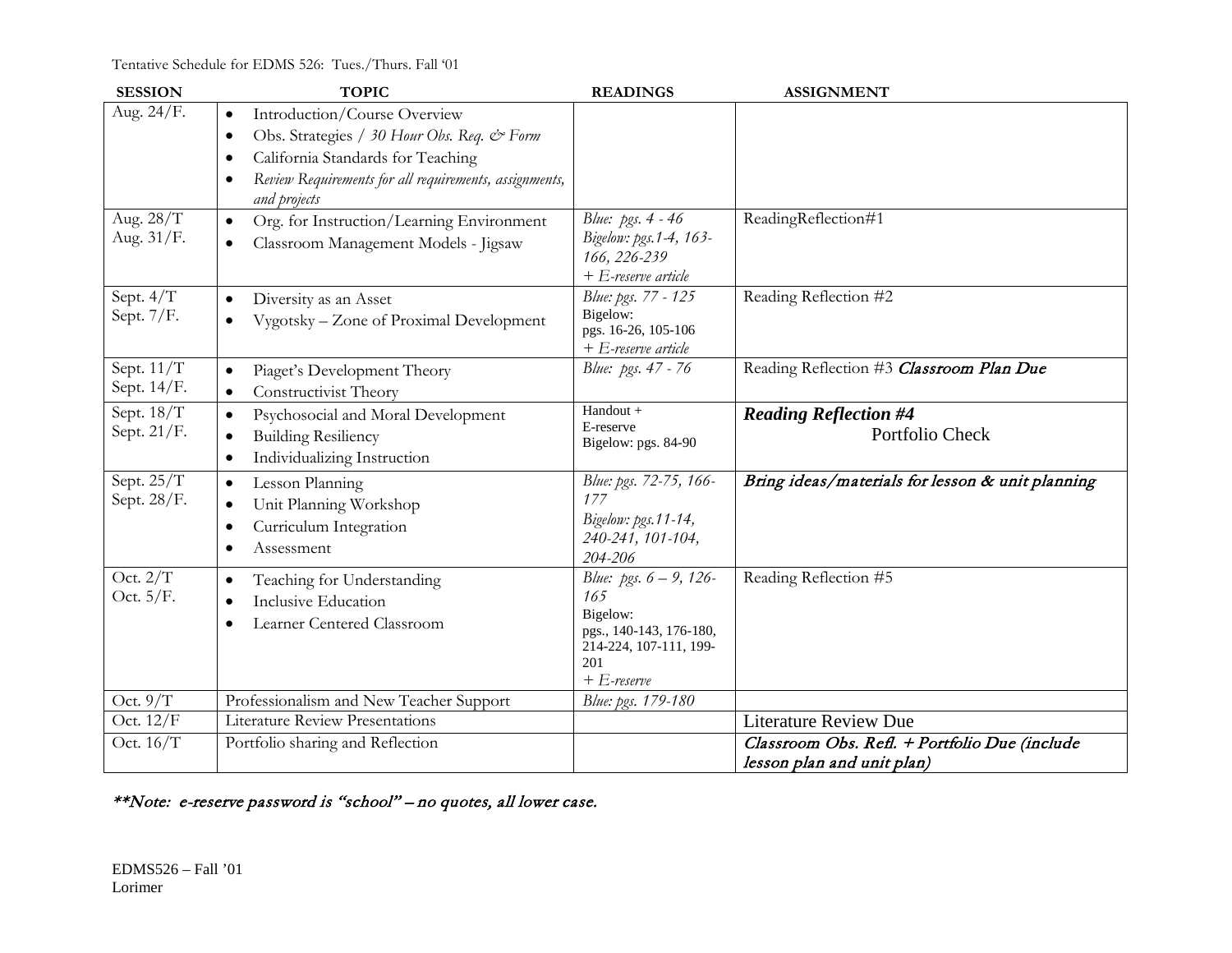Tentative Schedule for EDMS 526: Tues./Thurs. Fall '01

| SESSION | TOPIC | READINGS | ASSIGNMENT |
|---|---|---|---|
| Aug. 24/F. | • Introduction/Course Overview<br>• Obs. Strategies / *30 Hour Obs. Req. & Form*<br>• California Standards for Teaching<br>• *Review Requirements for all requirements, assignments, and projects* | | |
| Aug. 28/T<br>Aug. 31/F. | • Org. for Instruction/Learning Environment<br>• Classroom Management Models - Jigsaw | *Blue: pgs. 4 - 46*<br>*Bigelow: pgs.1-4, 163-166, 226-239*<br>*+ E-reserve article* | ReadingReflection#1 |
| Sept. 4/T<br>Sept. 7/F. | • Diversity as an Asset<br>• Vygotsky – Zone of Proximal Development | *Blue: pgs. 77 - 125*<br>Bigelow:<br>pgs. 16-26, 105-106<br>*+ E-reserve article* | Reading Reflection #2 |
| Sept. 11/T<br>Sept. 14/F. | • Piaget's Development Theory<br>• Constructivist Theory | *Blue: pgs. 47 - 76* | Reading Reflection #3 *Classroom Plan Due* |
| Sept. 18/T<br>Sept. 21/F. | • Psychosocial and Moral Development<br>• Building Resiliency<br>• Individualizing Instruction | Handout +<br>E-reserve<br>Bigelow: pgs. 84-90 | ***Reading Reflection #4***<br>Portfolio Check |
| Sept. 25/T<br>Sept. 28/F. | • Lesson Planning<br>• Unit Planning Workshop<br>• Curriculum Integration<br>• Assessment | *Blue: pgs. 72-75, 166-177*<br>*Bigelow: pgs.11-14, 240-241, 101-104, 204-206* | *Bring ideas/materials for lesson & unit planning* |
| Oct. 2/T<br>Oct. 5/F. | • Teaching for Understanding<br>• Inclusive Education<br>• Learner Centered Classroom | *Blue: pgs. 6 – 9, 126-165*<br>Bigelow:<br>pgs., 140-143, 176-180, 214-224, 107-111, 199-201<br>*+ E-reserve* | Reading Reflection #5 |
| Oct. 9/T | Professionalism and New Teacher Support | *Blue: pgs. 179-180* | |
| Oct. 12/F | Literature Review Presentations | | Literature Review Due |
| Oct. 16/T | Portfolio sharing and Reflection | | *Classroom Obs. Refl. + Portfolio Due (include lesson plan and unit plan)* |

*\*\*Note: e-reserve password is "school" – no quotes, all lower case.*

EDMS526 – Fall '01
Lorimer